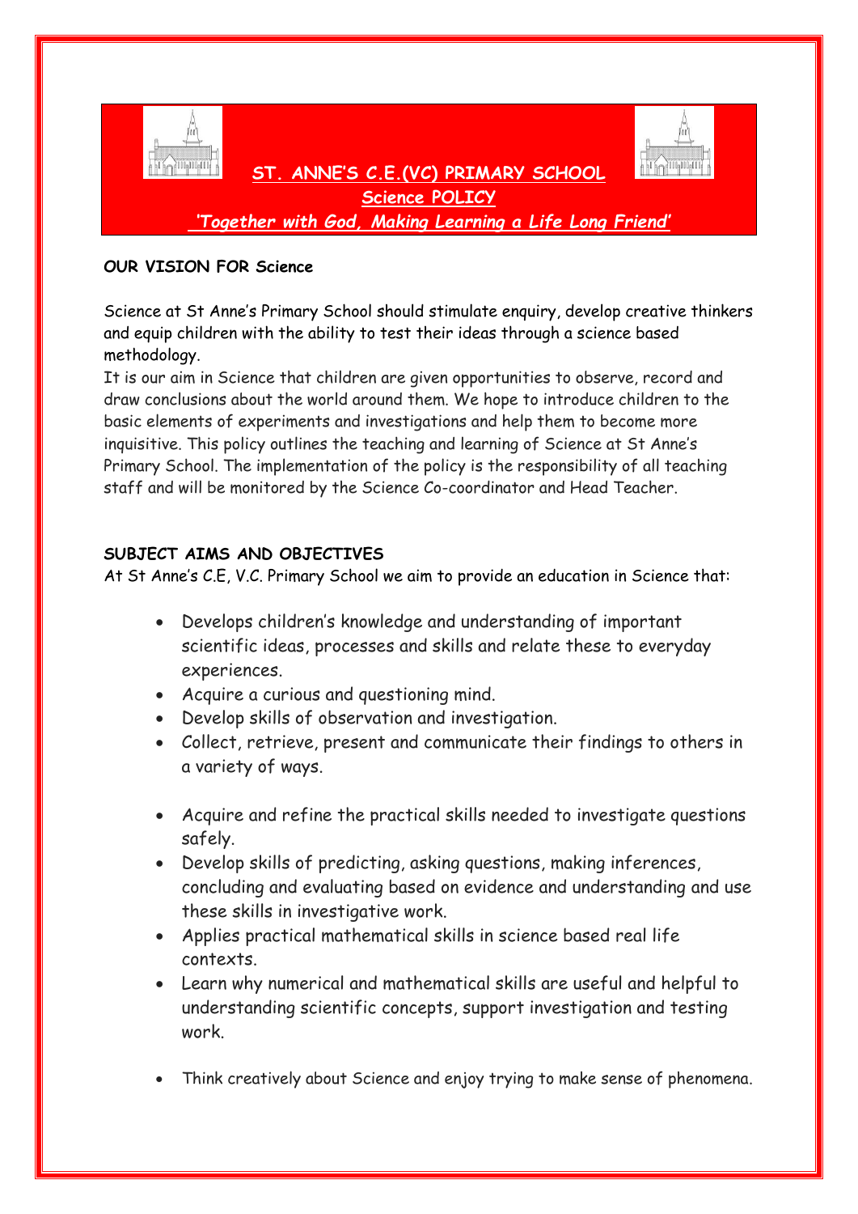# ST. ANNE'S C.E.(VC) PRIMARY SCHOOL

## Science POLICY

*'Together with God, Making Learning a Life Long Friend'*

**OUR VISION FOR Science**

Science at St Anne's Primary School should stimulate enquiry, develop creative thinkers and equip children with the ability to test their ideas through a science based methodology.

It is our aim in Science that children are given opportunities to observe, record and draw conclusions about the world around them. We hope to introduce children to the basic elements of experiments and investigations and help them to become more inquisitive. This policy outlines the teaching and learning of Science at St Anne's Primary School. The implementation of the policy is the responsibility of all teaching staff and will be monitored by the Science Co-coordinator and Head Teacher.

**SUBJECT AIMS AND OBJECTIVES**

At St Anne's C.E, V.C. Primary School we aim to provide an education in Science that:

- Develops children's knowledge and understanding of important scientific ideas, processes and skills and relate these to everyday experiences.
- Acquire a curious and questioning mind.
- Develop skills of observation and investigation.
- Collect, retrieve, present and communicate their findings to others in a variety of ways.
- Acquire and refine the practical skills needed to investigate questions safely.
- Develop skills of predicting, asking questions, making inferences, concluding and evaluating based on evidence and understanding and use these skills in investigative work.
- Applies practical mathematical skills in science based real life contexts.
- Learn why numerical and mathematical skills are useful and helpful to understanding scientific concepts, support investigation and testing work.
- Think creatively about Science and enjoy trying to make sense of phenomena.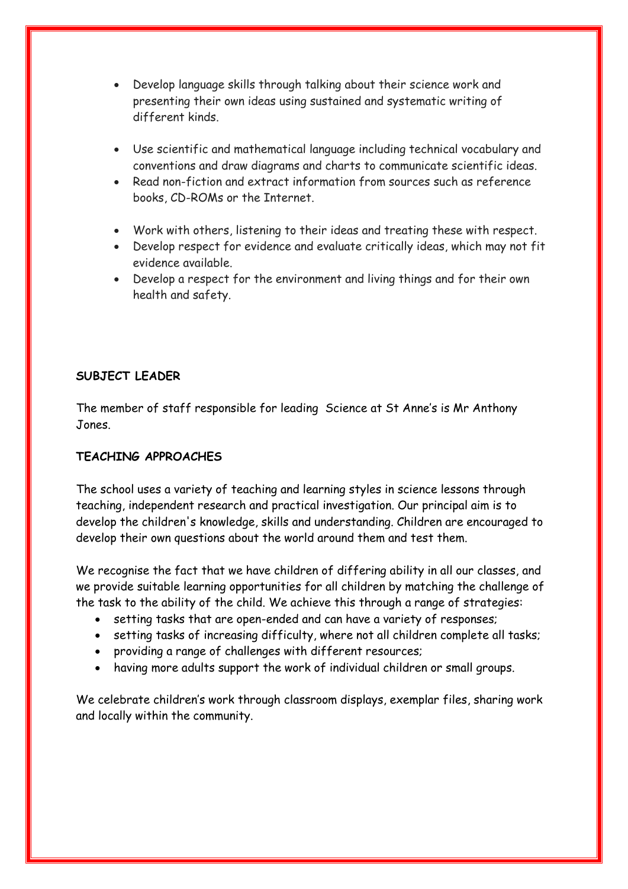- Develop language skills through talking about their science work and presenting their own ideas using sustained and systematic writing of different kinds.

- Use scientific and mathematical language including technical vocabulary and conventions and draw diagrams and charts to communicate scientific ideas.
- Read non-fiction and extract information from sources such as reference books, CD-ROMs or the Internet.

- Work with others, listening to their ideas and treating these with respect.
- Develop respect for evidence and evaluate critically ideas, which may not fit evidence available.
- Develop a respect for the environment and living things and for their own health and safety.

**SUBJECT LEADER**

The member of staff responsible for leading Science at St Anne's is Mr Anthony Jones.

**TEACHING APPROACHES**

The school uses a variety of teaching and learning styles in science lessons through teaching, independent research and practical investigation. Our principal aim is to develop the children's knowledge, skills and understanding. Children are encouraged to develop their own questions about the world around them and test them.

We recognise the fact that we have children of differing ability in all our classes, and we provide suitable learning opportunities for all children by matching the challenge of the task to the ability of the child. We achieve this through a range of strategies:

- setting tasks that are open-ended and can have a variety of responses;
- setting tasks of increasing difficulty, where not all children complete all tasks;
- providing a range of challenges with different resources;
- having more adults support the work of individual children or small groups.

We celebrate children's work through classroom displays, exemplar files, sharing work and locally within the community.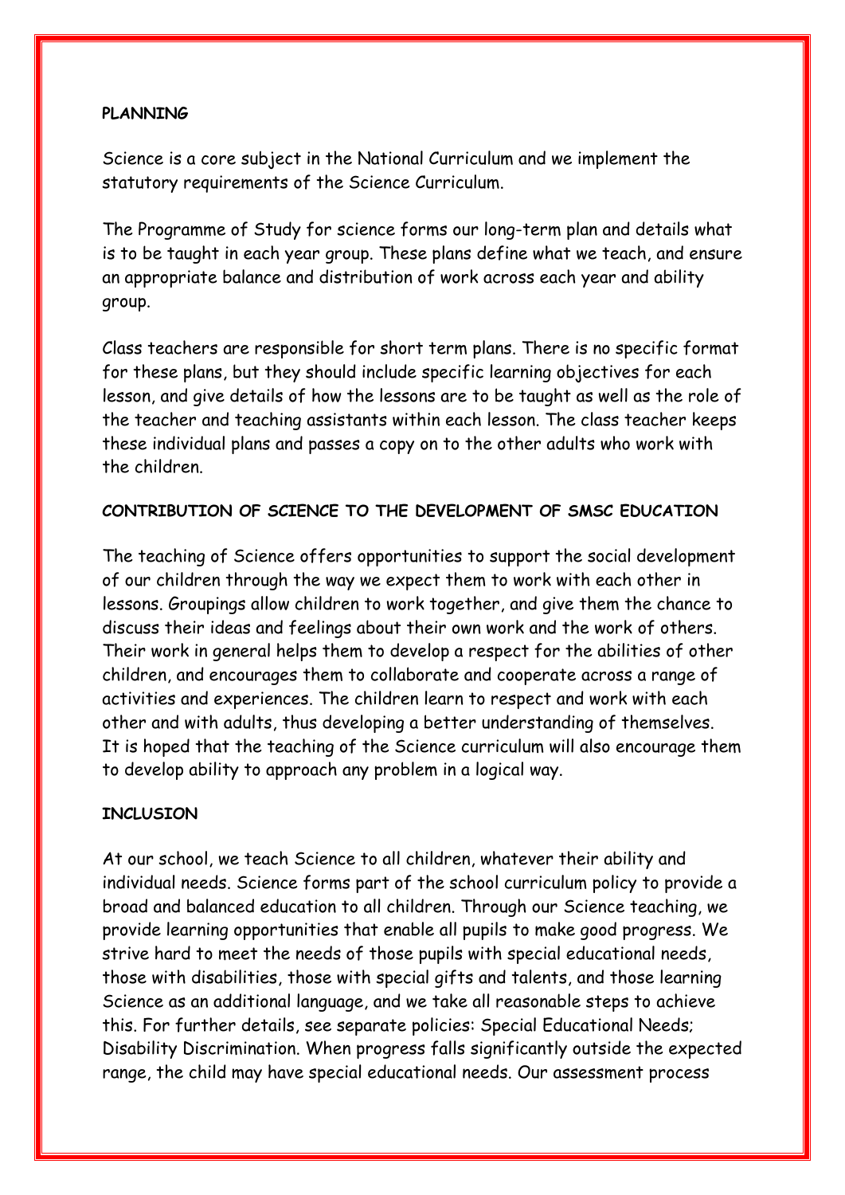## PLANNING

Science is a core subject in the National Curriculum and we implement the statutory requirements of the Science Curriculum.

The Programme of Study for science forms our long-term plan and details what is to be taught in each year group. These plans define what we teach, and ensure an appropriate balance and distribution of work across each year and ability group.

Class teachers are responsible for short term plans. There is no specific format for these plans, but they should include specific learning objectives for each lesson, and give details of how the lessons are to be taught as well as the role of the teacher and teaching assistants within each lesson. The class teacher keeps these individual plans and passes a copy on to the other adults who work with the children.

## CONTRIBUTION OF SCIENCE TO THE DEVELOPMENT OF SMSC EDUCATION

The teaching of Science offers opportunities to support the social development of our children through the way we expect them to work with each other in lessons. Groupings allow children to work together, and give them the chance to discuss their ideas and feelings about their own work and the work of others. Their work in general helps them to develop a respect for the abilities of other children, and encourages them to collaborate and cooperate across a range of activities and experiences. The children learn to respect and work with each other and with adults, thus developing a better understanding of themselves. It is hoped that the teaching of the Science curriculum will also encourage them to develop ability to approach any problem in a logical way.

## INCLUSION

At our school, we teach Science to all children, whatever their ability and individual needs. Science forms part of the school curriculum policy to provide a broad and balanced education to all children. Through our Science teaching, we provide learning opportunities that enable all pupils to make good progress. We strive hard to meet the needs of those pupils with special educational needs, those with disabilities, those with special gifts and talents, and those learning Science as an additional language, and we take all reasonable steps to achieve this. For further details, see separate policies: Special Educational Needs; Disability Discrimination. When progress falls significantly outside the expected range, the child may have special educational needs. Our assessment process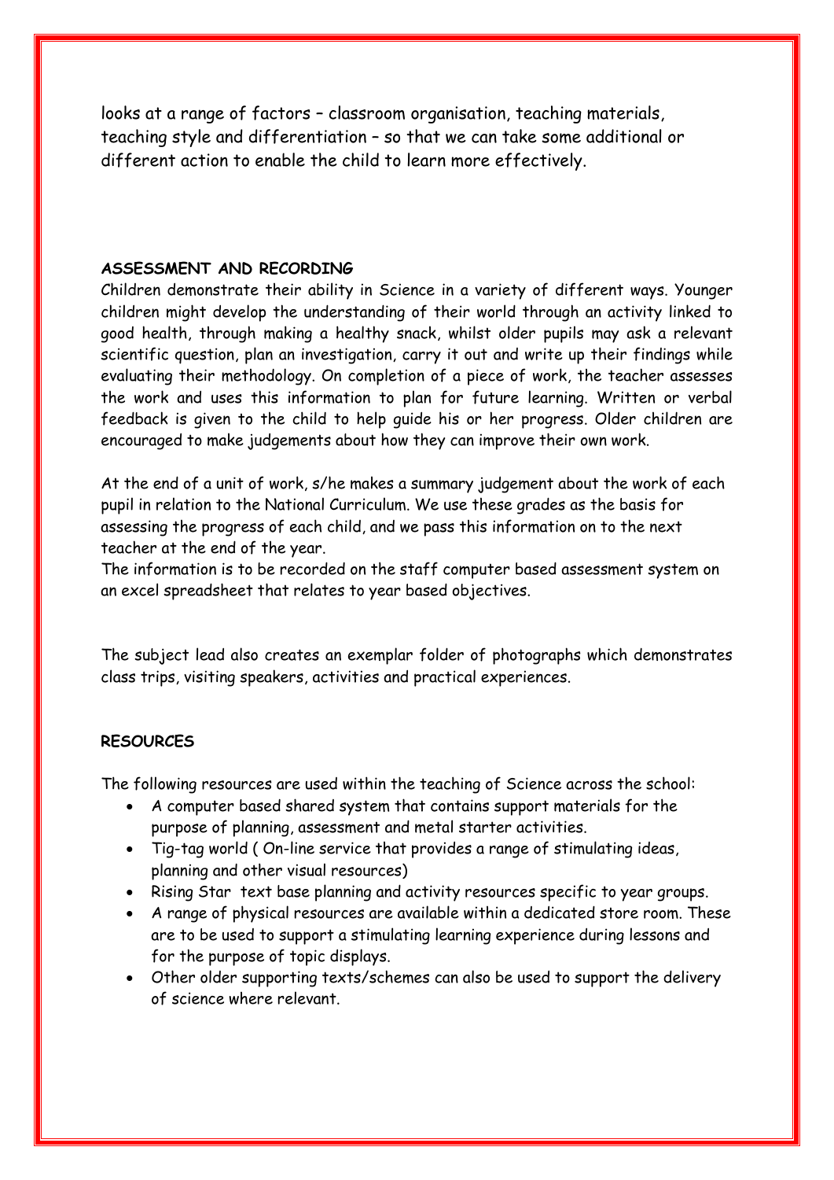looks at a range of factors – classroom organisation, teaching materials, teaching style and differentiation – so that we can take some additional or different action to enable the child to learn more effectively.

**ASSESSMENT AND RECORDING**

Children demonstrate their ability in Science in a variety of different ways. Younger children might develop the understanding of their world through an activity linked to good health, through making a healthy snack, whilst older pupils may ask a relevant scientific question, plan an investigation, carry it out and write up their findings while evaluating their methodology. On completion of a piece of work, the teacher assesses the work and uses this information to plan for future learning. Written or verbal feedback is given to the child to help guide his or her progress. Older children are encouraged to make judgements about how they can improve their own work.

At the end of a unit of work, s/he makes a summary judgement about the work of each pupil in relation to the National Curriculum. We use these grades as the basis for assessing the progress of each child, and we pass this information on to the next teacher at the end of the year.
The information is to be recorded on the staff computer based assessment system on an excel spreadsheet that relates to year based objectives.

The subject lead also creates an exemplar folder of photographs which demonstrates class trips, visiting speakers, activities and practical experiences.

**RESOURCES**

The following resources are used within the teaching of Science across the school:

- A computer based shared system that contains support materials for the purpose of planning, assessment and metal starter activities.
- Tig-tag world ( On-line service that provides a range of stimulating ideas, planning and other visual resources)
- Rising Star text base planning and activity resources specific to year groups.
- A range of physical resources are available within a dedicated store room. These are to be used to support a stimulating learning experience during lessons and for the purpose of topic displays.
- Other older supporting texts/schemes can also be used to support the delivery of science where relevant.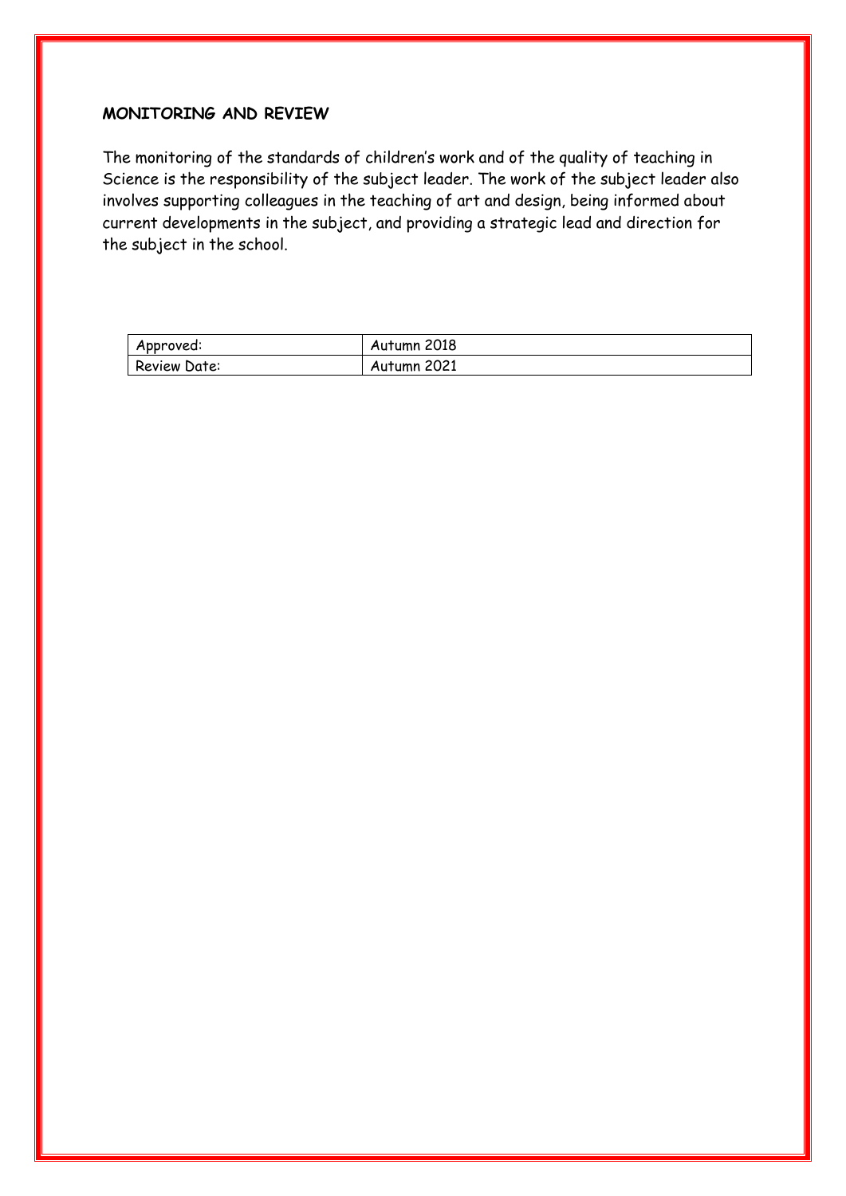**MONITORING AND REVIEW**

The monitoring of the standards of children's work and of the quality of teaching in Science is the responsibility of the subject leader. The work of the subject leader also involves supporting colleagues in the teaching of art and design, being informed about current developments in the subject, and providing a strategic lead and direction for the subject in the school.

| | |
|---|---|
| Approved: | Autumn 2018 |
| Review Date: | Autumn 2021 |